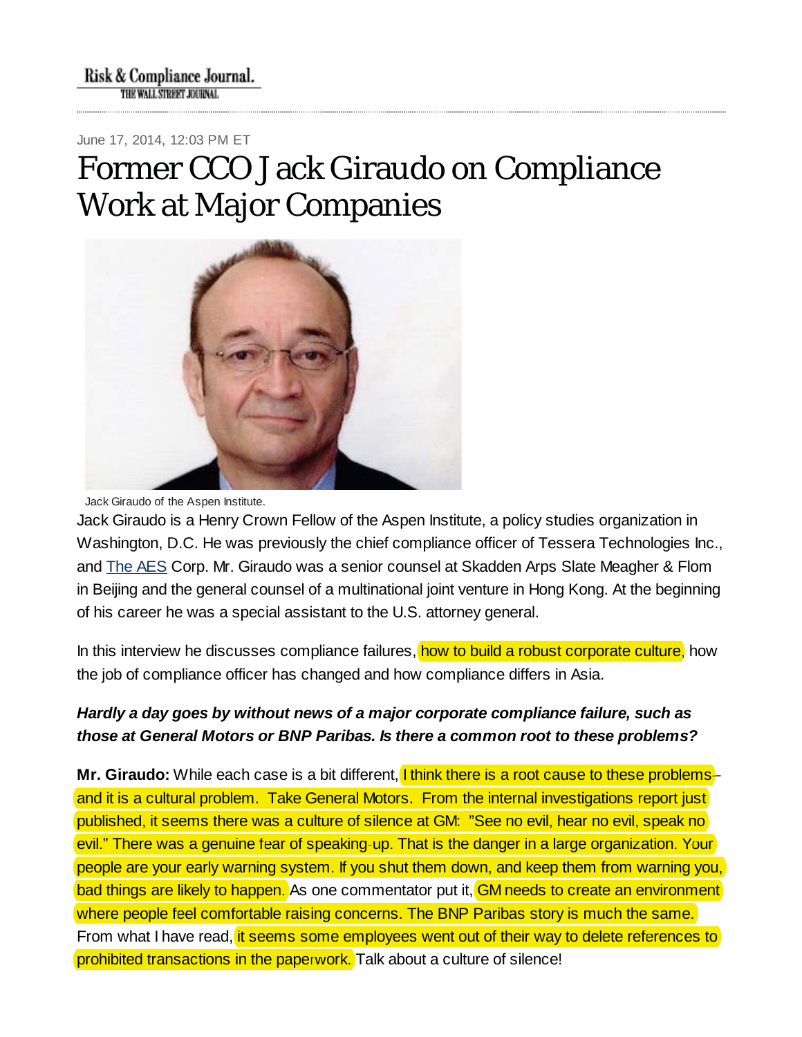Risk & Compliance Journal.
THE WALL STREET JOURNAL

June 17, 2014, 12:03 PM ET

# Former CCO Jack Giraudo on Compliance Work at Major Companies

Jack Giraudo of the Aspen Institute.

Jack Giraudo is a Henry Crown Fellow of the Aspen Institute, a policy studies organization in Washington, D.C. He was previously the chief compliance officer of Tessera Technologies Inc., and The AES Corp. Mr. Giraudo was a senior counsel at Skadden Arps Slate Meagher & Flom in Beijing and the general counsel of a multinational joint venture in Hong Kong. At the beginning of his career he was a special assistant to the U.S. attorney general.

In this interview he discusses compliance failures, how to build a robust corporate culture, how the job of compliance officer has changed and how compliance differs in Asia.

***Hardly a day goes by without news of a major corporate compliance failure, such as those at General Motors or BNP Paribas. Is there a common root to these problems?***

**Mr. Giraudo:** While each case is a bit different, I think there is a root cause to these problems– and it is a cultural problem. Take General Motors. From the internal investigations report just published, it seems there was a culture of silence at GM: "See no evil, hear no evil, speak no evil." There was a genuine fear of speaking-up. That is the danger in a large organization. Your people are your early warning system. If you shut them down, and keep them from warning you, bad things are likely to happen. As one commentator put it, GM needs to create an environment where people feel comfortable raising concerns. The BNP Paribas story is much the same. From what I have read, it seems some employees went out of their way to delete references to prohibited transactions in the paperwork. Talk about a culture of silence!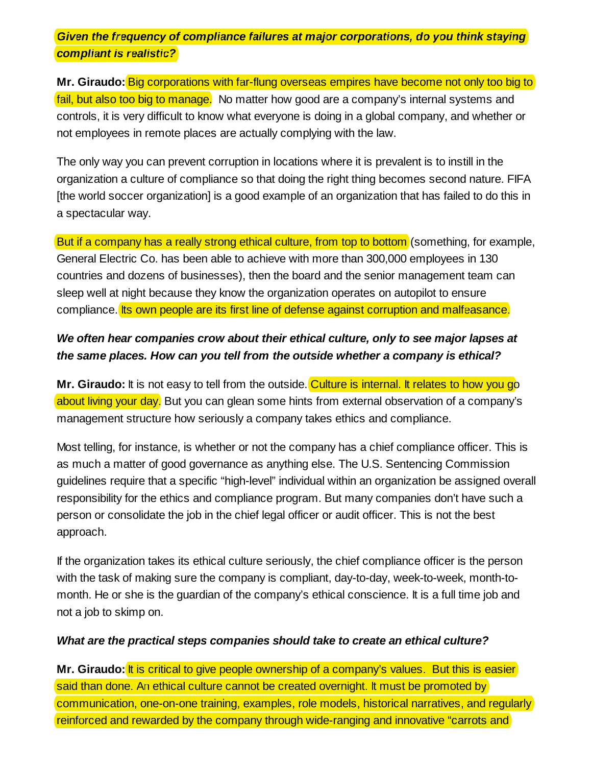***Given the frequency of compliance failures at major corporations, do you think staying compliant is realistic?***

**Mr. Giraudo:** Big corporations with far-flung overseas empires have become not only too big to fail, but also too big to manage. No matter how good are a company's internal systems and controls, it is very difficult to know what everyone is doing in a global company, and whether or not employees in remote places are actually complying with the law.

The only way you can prevent corruption in locations where it is prevalent is to instill in the organization a culture of compliance so that doing the right thing becomes second nature. FIFA [the world soccer organization] is a good example of an organization that has failed to do this in a spectacular way.

But if a company has a really strong ethical culture, from top to bottom (something, for example, General Electric Co. has been able to achieve with more than 300,000 employees in 130 countries and dozens of businesses), then the board and the senior management team can sleep well at night because they know the organization operates on autopilot to ensure compliance. Its own people are its first line of defense against corruption and malfeasance.

***We often hear companies crow about their ethical culture, only to see major lapses at the same places. How can you tell from the outside whether a company is ethical?***

**Mr. Giraudo:** It is not easy to tell from the outside. Culture is internal. It relates to how you go about living your day. But you can glean some hints from external observation of a company's management structure how seriously a company takes ethics and compliance.

Most telling, for instance, is whether or not the company has a chief compliance officer. This is as much a matter of good governance as anything else. The U.S. Sentencing Commission guidelines require that a specific "high-level" individual within an organization be assigned overall responsibility for the ethics and compliance program. But many companies don't have such a person or consolidate the job in the chief legal officer or audit officer. This is not the best approach.

If the organization takes its ethical culture seriously, the chief compliance officer is the person with the task of making sure the company is compliant, day-to-day, week-to-week, month-to-month. He or she is the guardian of the company's ethical conscience. It is a full time job and not a job to skimp on.

***What are the practical steps companies should take to create an ethical culture?***

**Mr. Giraudo:** It is critical to give people ownership of a company's values. But this is easier said than done. An ethical culture cannot be created overnight. It must be promoted by communication, one-on-one training, examples, role models, historical narratives, and regularly reinforced and rewarded by the company through wide-ranging and innovative "carrots and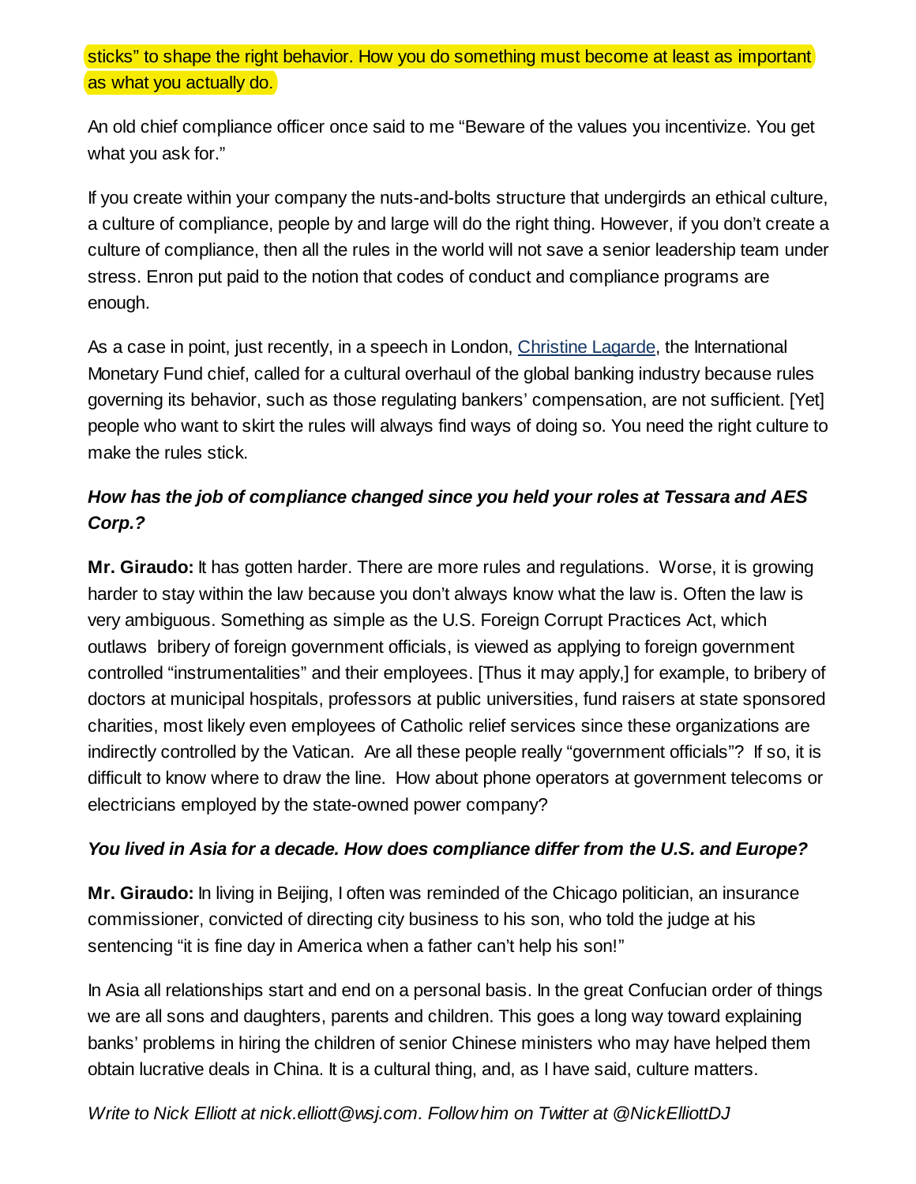sticks" to shape the right behavior. How you do something must become at least as important as what you actually do.

An old chief compliance officer once said to me "Beware of the values you incentivize. You get what you ask for."

If you create within your company the nuts-and-bolts structure that undergirds an ethical culture, a culture of compliance, people by and large will do the right thing. However, if you don't create a culture of compliance, then all the rules in the world will not save a senior leadership team under stress. Enron put paid to the notion that codes of conduct and compliance programs are enough.

As a case in point, just recently, in a speech in London, Christine Lagarde, the International Monetary Fund chief, called for a cultural overhaul of the global banking industry because rules governing its behavior, such as those regulating bankers' compensation, are not sufficient. [Yet] people who want to skirt the rules will always find ways of doing so. You need the right culture to make the rules stick.

***How has the job of compliance changed since you held your roles at Tessara and AES Corp.?***

**Mr. Giraudo:** It has gotten harder. There are more rules and regulations. Worse, it is growing harder to stay within the law because you don't always know what the law is. Often the law is very ambiguous. Something as simple as the U.S. Foreign Corrupt Practices Act, which outlaws bribery of foreign government officials, is viewed as applying to foreign government controlled "instrumentalities" and their employees. [Thus it may apply,] for example, to bribery of doctors at municipal hospitals, professors at public universities, fund raisers at state sponsored charities, most likely even employees of Catholic relief services since these organizations are indirectly controlled by the Vatican. Are all these people really "government officials"? If so, it is difficult to know where to draw the line. How about phone operators at government telecoms or electricians employed by the state-owned power company?

***You lived in Asia for a decade. How does compliance differ from the U.S. and Europe?***

**Mr. Giraudo:** In living in Beijing, I often was reminded of the Chicago politician, an insurance commissioner, convicted of directing city business to his son, who told the judge at his sentencing "it is fine day in America when a father can't help his son!"

In Asia all relationships start and end on a personal basis. In the great Confucian order of things we are all sons and daughters, parents and children. This goes a long way toward explaining banks' problems in hiring the children of senior Chinese ministers who may have helped them obtain lucrative deals in China. It is a cultural thing, and, as I have said, culture matters.

*Write to Nick Elliott at nick.elliott@wsj.com. Follow him on Twitter at @NickElliottDJ*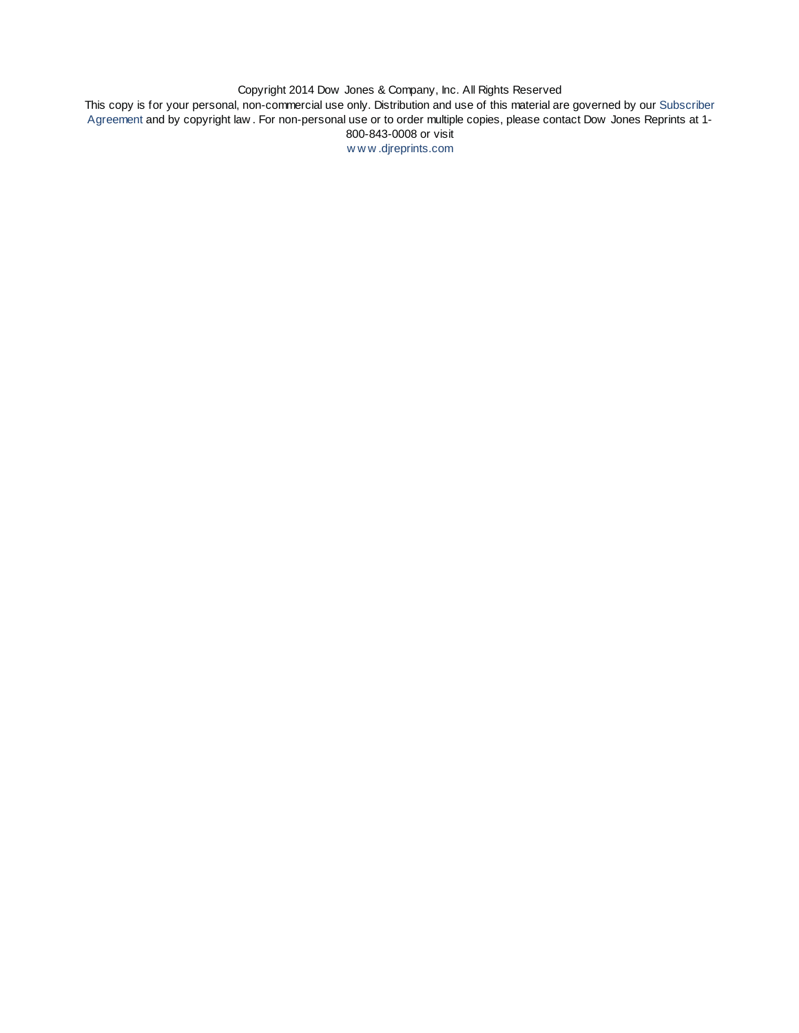Copyright 2014 Dow Jones & Company, Inc. All Rights Reserved

This copy is for your personal, non-commercial use only. Distribution and use of this material are governed by our Subscriber Agreement and by copyright law. For non-personal use or to order multiple copies, please contact Dow Jones Reprints at 1-800-843-0008 or visit www.djreprints.com